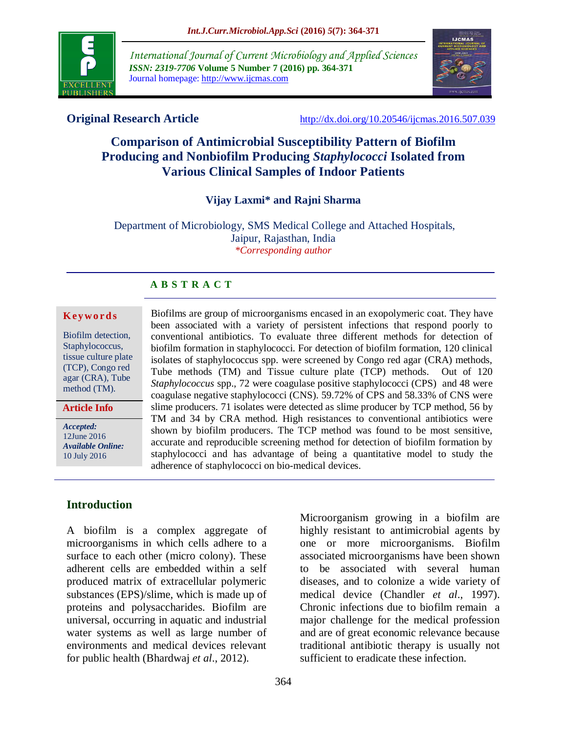Original Research Article

http://dx.doi.org/10.20546/ijcmas.2016.507.039

# Comparison of Antimicrobial Susceptibility Pattern of Biofilm Producing and Nonbiofilm Producing *Staphylococci* Isolated from Various Clinical Samples of Indoor Patients

**Vijay Laxmi* and Rajni Sharma**

Department of Microbiology, SMS Medical College and Attached Hospitals, Jaipur, Rajasthan, India

*Corresponding author

## ABSTRACT

**Keywords**

Biofilm detection, Staphylococcus, tissue culture plate (TCP), Congo red agar (CRA), Tube method (TM).

**Article Info**

*Accepted:* 12June 2016
*Available Online:* 10 July 2016

Biofilms are group of microorganisms encased in an exopolymeric coat. They have been associated with a variety of persistent infections that respond poorly to conventional antibiotics. To evaluate three different methods for detection of biofilm formation in staphylococci. For detection of biofilm formation, 120 clinical isolates of staphylococcus spp. were screened by Congo red agar (CRA) methods, Tube methods (TM) and Tissue culture plate (TCP) methods. Out of 120 *Staphylococcus* spp., 72 were coagulase positive staphylococci (CPS) and 48 were coagulase negative staphylococci (CNS). 59.72% of CPS and 58.33% of CNS were slime producers. 71 isolates were detected as slime producer by TCP method, 56 by TM and 34 by CRA method. High resistances to conventional antibiotics were shown by biofilm producers. The TCP method was found to be most sensitive, accurate and reproducible screening method for detection of biofilm formation by staphylococci and has advantage of being a quantitative model to study the adherence of staphylococci on bio-medical devices.

## Introduction

A biofilm is a complex aggregate of microorganisms in which cells adhere to a surface to each other (micro colony). These adherent cells are embedded within a self produced matrix of extracellular polymeric substances (EPS)/slime, which is made up of proteins and polysaccharides. Biofilm are universal, occurring in aquatic and industrial water systems as well as large number of environments and medical devices relevant for public health (Bhardwaj *et al*., 2012).

Microorganism growing in a biofilm are highly resistant to antimicrobial agents by one or more microorganisms. Biofilm associated microorganisms have been shown to be associated with several human diseases, and to colonize a wide variety of medical device (Chandler *et al*., 1997). Chronic infections due to biofilm remain a major challenge for the medical profession and are of great economic relevance because traditional antibiotic therapy is usually not sufficient to eradicate these infection.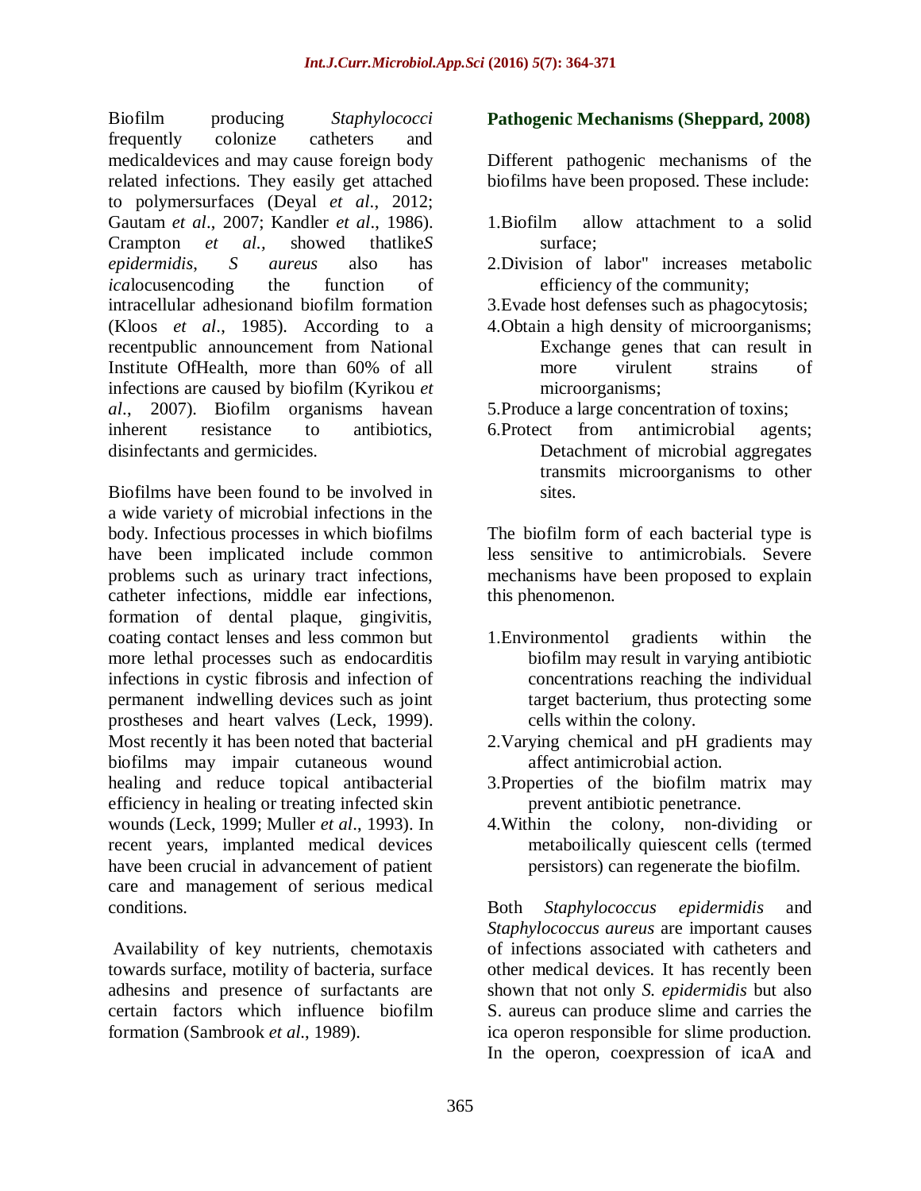Biofilm producing *Staphylococci* frequently colonize catheters and medicaldevices and may cause foreign body related infections. They easily get attached to polymersurfaces (Deyal *et al*., 2012; Gautam *et al*., 2007; Kandler *et al*., 1986). Crampton *et al.,* showed thatlike*S epidermidis*, *S aureus* also has *ica*locusencoding the function of intracellular adhesionand biofilm formation (Kloos *et al*., 1985). According to a recentpublic announcement from National Institute OfHealth, more than 60% of all infections are caused by biofilm (Kyrikou *et al*., 2007). Biofilm organisms havean inherent resistance to antibiotics, disinfectants and germicides.

Biofilms have been found to be involved in a wide variety of microbial infections in the body. Infectious processes in which biofilms have been implicated include common problems such as urinary tract infections, catheter infections, middle ear infections, formation of dental plaque, gingivitis, coating contact lenses and less common but more lethal processes such as endocarditis infections in cystic fibrosis and infection of permanent indwelling devices such as joint prostheses and heart valves (Leck, 1999). Most recently it has been noted that bacterial biofilms may impair cutaneous wound healing and reduce topical antibacterial efficiency in healing or treating infected skin wounds (Leck, 1999; Muller *et al*., 1993). In recent years, implanted medical devices have been crucial in advancement of patient care and management of serious medical conditions.

Availability of key nutrients, chemotaxis towards surface, motility of bacteria, surface adhesins and presence of surfactants are certain factors which influence biofilm formation (Sambrook *et al*., 1989).

**Pathogenic Mechanisms (Sheppard, 2008)**

Different pathogenic mechanisms of the biofilms have been proposed. These include:

1. Biofilm allow attachment to a solid surface;
2. Division of labor" increases metabolic efficiency of the community;
3. Evade host defenses such as phagocytosis;
4. Obtain a high density of microorganisms; Exchange genes that can result in more virulent strains of microorganisms;
5. Produce a large concentration of toxins;
6. Protect from antimicrobial agents; Detachment of microbial aggregates transmits microorganisms to other sites.

The biofilm form of each bacterial type is less sensitive to antimicrobials. Severe mechanisms have been proposed to explain this phenomenon.

1. Environmentol gradients within the biofilm may result in varying antibiotic concentrations reaching the individual target bacterium, thus protecting some cells within the colony.
2. Varying chemical and pH gradients may affect antimicrobial action.
3. Properties of the biofilm matrix may prevent antibiotic penetrance.
4. Within the colony, non-dividing or metaboilically quiescent cells (termed persistors) can regenerate the biofilm.

Both *Staphylococcus epidermidis* and *Staphylococcus aureus* are important causes of infections associated with catheters and other medical devices. It has recently been shown that not only *S. epidermidis* but also S. aureus can produce slime and carries the ica operon responsible for slime production. In the operon, coexpression of icaA and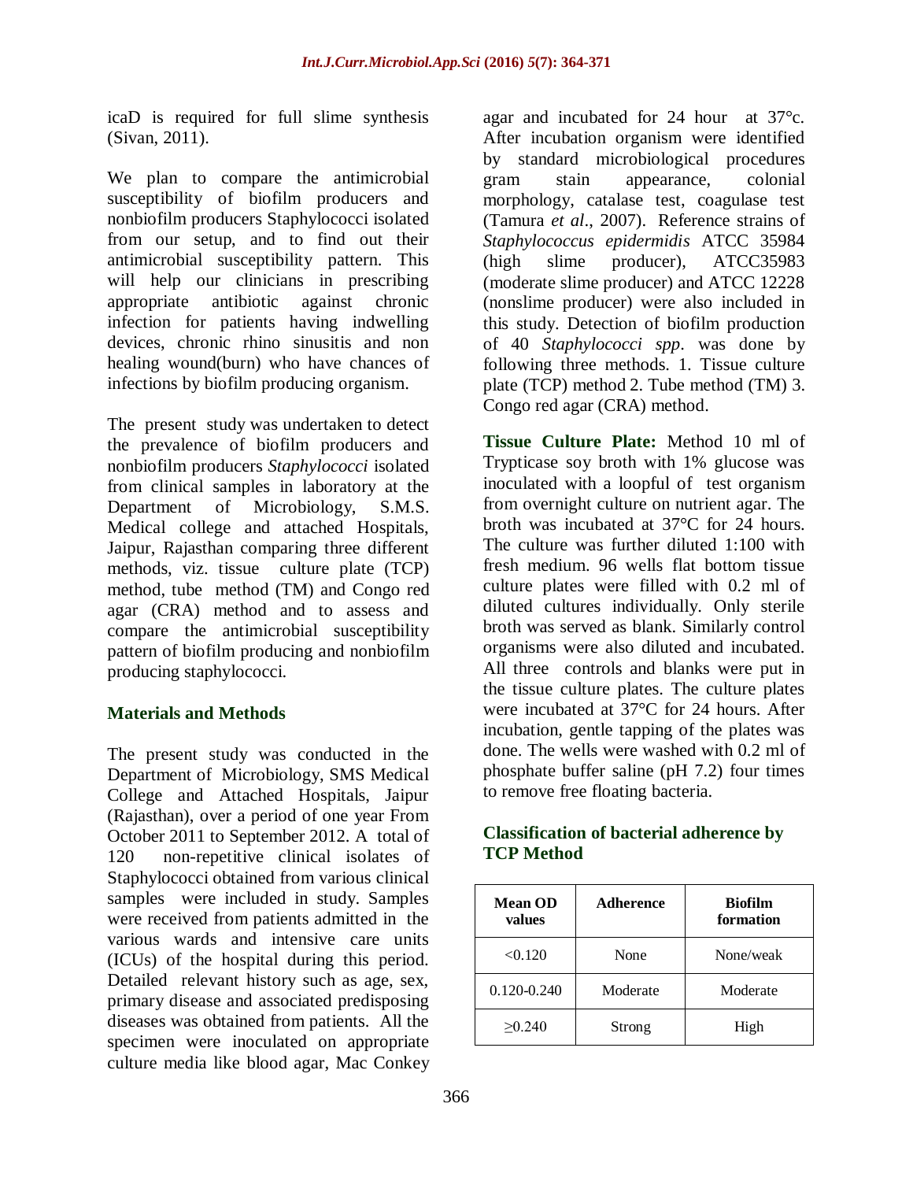icaD is required for full slime synthesis (Sivan, 2011).

We plan to compare the antimicrobial susceptibility of biofilm producers and nonbiofilm producers Staphylococci isolated from our setup, and to find out their antimicrobial susceptibility pattern. This will help our clinicians in prescribing appropriate antibiotic against chronic infection for patients having indwelling devices, chronic rhino sinusitis and non healing wound(burn) who have chances of infections by biofilm producing organism.

The present study was undertaken to detect the prevalence of biofilm producers and nonbiofilm producers *Staphylococci* isolated from clinical samples in laboratory at the Department of Microbiology, S.M.S. Medical college and attached Hospitals, Jaipur, Rajasthan comparing three different methods, viz. tissue culture plate (TCP) method, tube method (TM) and Congo red agar (CRA) method and to assess and compare the antimicrobial susceptibility pattern of biofilm producing and nonbiofilm producing staphylococci.

## Materials and Methods

The present study was conducted in the Department of Microbiology, SMS Medical College and Attached Hospitals, Jaipur (Rajasthan), over a period of one year From October 2011 to September 2012. A total of 120 non-repetitive clinical isolates of Staphylococci obtained from various clinical samples were included in study. Samples were received from patients admitted in the various wards and intensive care units (ICUs) of the hospital during this period. Detailed relevant history such as age, sex, primary disease and associated predisposing diseases was obtained from patients. All the specimen were inoculated on appropriate culture media like blood agar, Mac Conkey agar and incubated for 24 hour at 37°c. After incubation organism were identified by standard microbiological procedures gram stain appearance, colonial morphology, catalase test, coagulase test (Tamura *et al*., 2007). Reference strains of *Staphylococcus epidermidis* ATCC 35984 (high slime producer), ATCC35983 (moderate slime producer) and ATCC 12228 (nonslime producer) were also included in this study. Detection of biofilm production of 40 *Staphylococci spp*. was done by following three methods. 1. Tissue culture plate (TCP) method 2. Tube method (TM) 3. Congo red agar (CRA) method.

**Tissue Culture Plate:** Method 10 ml of Trypticase soy broth with 1% glucose was inoculated with a loopful of test organism from overnight culture on nutrient agar. The broth was incubated at 37°C for 24 hours. The culture was further diluted 1:100 with fresh medium. 96 wells flat bottom tissue culture plates were filled with 0.2 ml of diluted cultures individually. Only sterile broth was served as blank. Similarly control organisms were also diluted and incubated. All three controls and blanks were put in the tissue culture plates. The culture plates were incubated at 37°C for 24 hours. After incubation, gentle tapping of the plates was done. The wells were washed with 0.2 ml of phosphate buffer saline (pH 7.2) four times to remove free floating bacteria.

### Classification of bacterial adherence by TCP Method

| Mean OD values | Adherence | Biofilm formation |
|---|---|---|
| <0.120 | None | None/weak |
| 0.120-0.240 | Moderate | Moderate |
| ≥0.240 | Strong | High |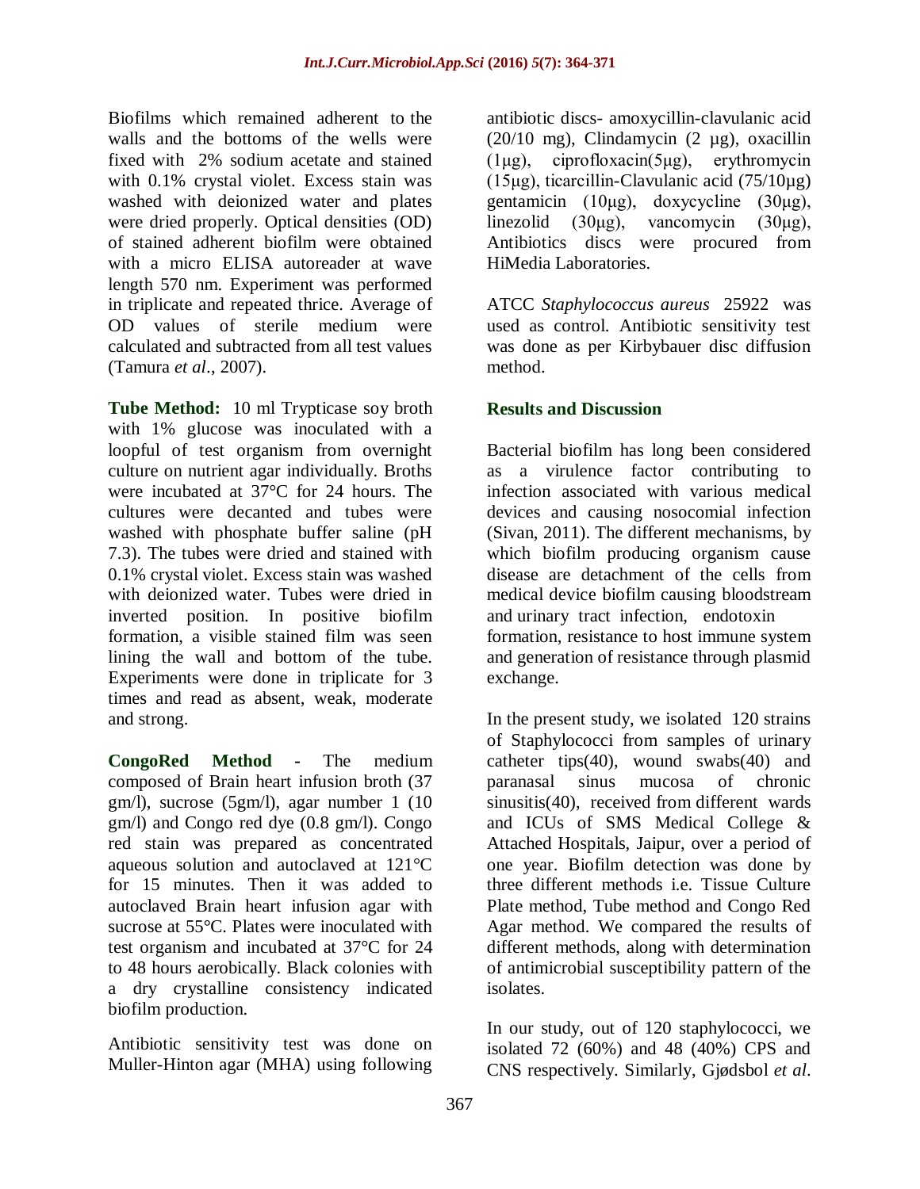Biofilms which remained adherent to the walls and the bottoms of the wells were fixed with 2% sodium acetate and stained with 0.1% crystal violet. Excess stain was washed with deionized water and plates were dried properly. Optical densities (OD) of stained adherent biofilm were obtained with a micro ELISA autoreader at wave length 570 nm. Experiment was performed in triplicate and repeated thrice. Average of OD values of sterile medium were calculated and subtracted from all test values (Tamura *et al*., 2007).

**Tube Method:** 10 ml Trypticase soy broth with 1% glucose was inoculated with a loopful of test organism from overnight culture on nutrient agar individually. Broths were incubated at 37°C for 24 hours. The cultures were decanted and tubes were washed with phosphate buffer saline (pH 7.3). The tubes were dried and stained with 0.1% crystal violet. Excess stain was washed with deionized water. Tubes were dried in inverted position. In positive biofilm formation, a visible stained film was seen lining the wall and bottom of the tube. Experiments were done in triplicate for 3 times and read as absent, weak, moderate and strong.

**CongoRed Method -** The medium composed of Brain heart infusion broth (37 gm/l), sucrose (5gm/l), agar number 1 (10 gm/l) and Congo red dye (0.8 gm/l). Congo red stain was prepared as concentrated aqueous solution and autoclaved at 121°C for 15 minutes. Then it was added to autoclaved Brain heart infusion agar with sucrose at 55°C. Plates were inoculated with test organism and incubated at 37°C for 24 to 48 hours aerobically. Black colonies with a dry crystalline consistency indicated biofilm production.

Antibiotic sensitivity test was done on Muller-Hinton agar (MHA) using following antibiotic discs- amoxycillin-clavulanic acid (20/10 mg), Clindamycin (2 μg), oxacillin (1μg), ciprofloxacin(5μg), erythromycin (15μg), ticarcillin-Clavulanic acid (75/10μg) gentamicin (10μg), doxycycline (30μg), linezolid (30μg), vancomycin (30μg), Antibiotics discs were procured from HiMedia Laboratories.

ATCC *Staphylococcus aureus* 25922 was used as control. Antibiotic sensitivity test was done as per Kirbybauer disc diffusion method.

## Results and Discussion

Bacterial biofilm has long been considered as a virulence factor contributing to infection associated with various medical devices and causing nosocomial infection (Sivan, 2011). The different mechanisms, by which biofilm producing organism cause disease are detachment of the cells from medical device biofilm causing bloodstream and urinary tract infection, endotoxin formation, resistance to host immune system and generation of resistance through plasmid exchange.

In the present study, we isolated 120 strains of Staphylococci from samples of urinary catheter tips(40), wound swabs(40) and paranasal sinus mucosa of chronic sinusitis(40), received from different wards and ICUs of SMS Medical College & Attached Hospitals, Jaipur, over a period of one year. Biofilm detection was done by three different methods i.e. Tissue Culture Plate method, Tube method and Congo Red Agar method. We compared the results of different methods, along with determination of antimicrobial susceptibility pattern of the isolates.

In our study, out of 120 staphylococci, we isolated 72 (60%) and 48 (40%) CPS and CNS respectively. Similarly, Gjødsbol *et al*.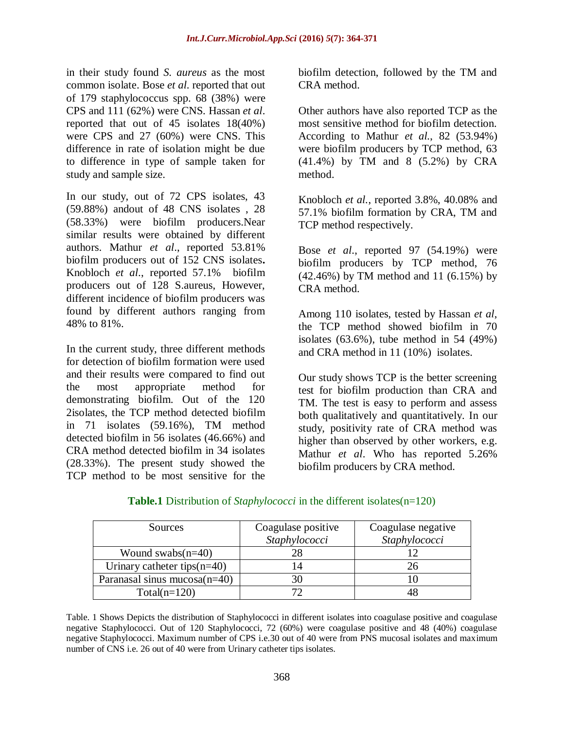in their study found *S. aureus* as the most common isolate. Bose *et al*. reported that out of 179 staphylococcus spp. 68 (38%) were CPS and 111 (62%) were CNS. Hassan *et al*. reported that out of 45 isolates 18(40%) were CPS and 27 (60%) were CNS. This difference in rate of isolation might be due to difference in type of sample taken for study and sample size.

In our study, out of 72 CPS isolates, 43 (59.88%) andout of 48 CNS isolates , 28 (58.33%) were biofilm producers.Near similar results were obtained by different authors. Mathur *et al*., reported 53.81% biofilm producers out of 152 CNS isolates**.** Knobloch *et al*., reported 57.1% biofilm producers out of 128 S.aureus, However, different incidence of biofilm producers was found by different authors ranging from 48% to 81%.

In the current study, three different methods for detection of biofilm formation were used and their results were compared to find out the most appropriate method for demonstrating biofilm. Out of the 120 2isolates, the TCP method detected biofilm in 71 isolates (59.16%), TM method detected biofilm in 56 isolates (46.66%) and CRA method detected biofilm in 34 isolates (28.33%). The present study showed the TCP method to be most sensitive for the biofilm detection, followed by the TM and CRA method.

Other authors have also reported TCP as the most sensitive method for biofilm detection. According to Mathur *et al.*, 82 (53.94%) were biofilm producers by TCP method, 63 (41.4%) by TM and 8 (5.2%) by CRA method.

Knobloch *et al.*, reported 3.8%, 40.08% and 57.1% biofilm formation by CRA, TM and TCP method respectively.

Bose *et al*., reported 97 (54.19%) were biofilm producers by TCP method, 76 (42.46%) by TM method and 11 (6.15%) by CRA method.

Among 110 isolates, tested by Hassan *et al*, the TCP method showed biofilm in 70 isolates (63.6%), tube method in 54 (49%) and CRA method in 11 (10%) isolates.

Our study shows TCP is the better screening test for biofilm production than CRA and TM. The test is easy to perform and assess both qualitatively and quantitatively. In our study, positivity rate of CRA method was higher than observed by other workers, e.g. Mathur *et al*. Who has reported 5.26% biofilm producers by CRA method.

**Table.1** Distribution of *Staphylococci* in the different isolates(n=120)

| Sources | Coagulase positive *Staphylococci* | Coagulase negative *Staphylococci* |
|---|---|---|
| Wound swabs(n=40) | 28 | 12 |
| Urinary catheter tips(n=40) | 14 | 26 |
| Paranasal sinus mucosa(n=40) | 30 | 10 |
| Total(n=120) | 72 | 48 |

Table. 1 Shows Depicts the distribution of Staphylococci in different isolates into coagulase positive and coagulase negative Staphylococci. Out of 120 Staphylococci, 72 (60%) were coagulase positive and 48 (40%) coagulase negative Staphylococci. Maximum number of CPS i.e.30 out of 40 were from PNS mucosal isolates and maximum number of CNS i.e. 26 out of 40 were from Urinary catheter tips isolates.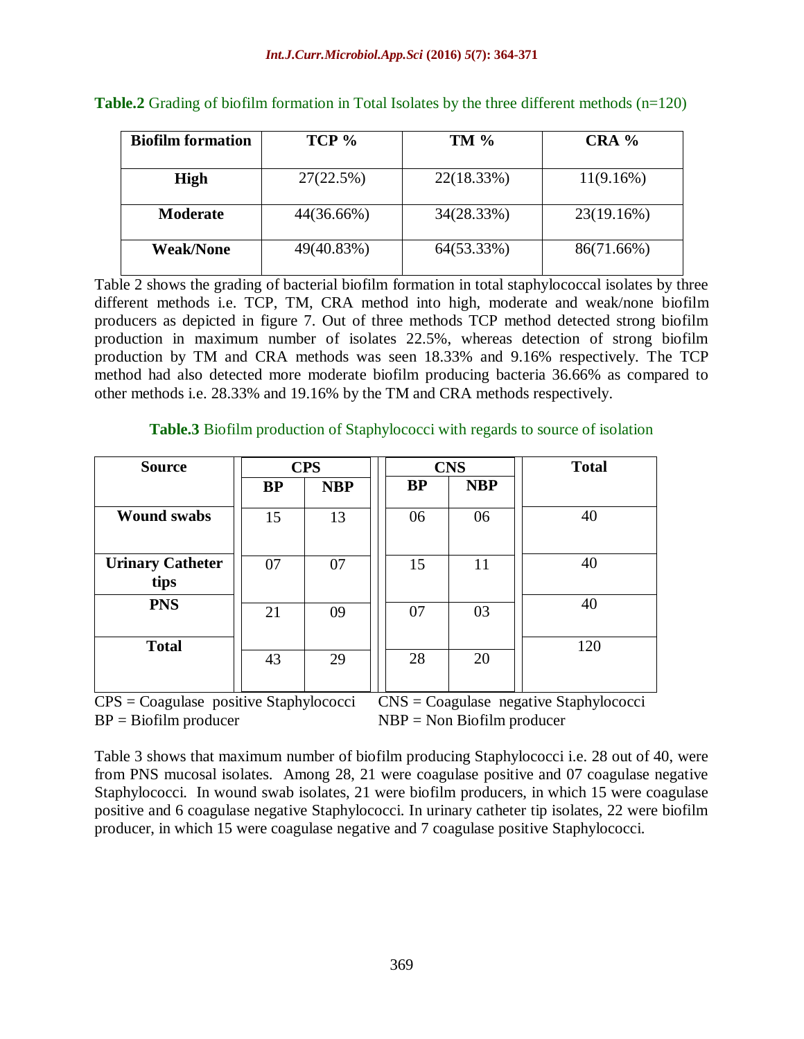**Table.2** Grading of biofilm formation in Total Isolates by the three different methods (n=120)

| Biofilm formation | TCP % | TM % | CRA % |
|---|---|---|---|
| High | 27(22.5%) | 22(18.33%) | 11(9.16%) |
| Moderate | 44(36.66%) | 34(28.33%) | 23(19.16%) |
| Weak/None | 49(40.83%) | 64(53.33%) | 86(71.66%) |

Table 2 shows the grading of bacterial biofilm formation in total staphylococcal isolates by three different methods i.e. TCP, TM, CRA method into high, moderate and weak/none biofilm producers as depicted in figure 7. Out of three methods TCP method detected strong biofilm production in maximum number of isolates 22.5%, whereas detection of strong biofilm production by TM and CRA methods was seen 18.33% and 9.16% respectively. The TCP method had also detected more moderate biofilm producing bacteria 36.66% as compared to other methods i.e. 28.33% and 19.16% by the TM and CRA methods respectively.

**Table.3** Biofilm production of Staphylococci with regards to source of isolation

| Source | CPS | | CNS | | Total |
|---|---|---|---|---|---|
| | BP | NBP | BP | NBP | |
| Wound swabs | 15 | 13 | 06 | 06 | 40 |
| Urinary Catheter tips | 07 | 07 | 15 | 11 | 40 |
| PNS | 21 | 09 | 07 | 03 | 40 |
| Total | 43 | 29 | 28 | 20 | 120 |

CPS = Coagulase positive Staphylococci CNS = Coagulase negative Staphylococci
BP = Biofilm producer NBP = Non Biofilm producer

Table 3 shows that maximum number of biofilm producing Staphylococci i.e. 28 out of 40, were from PNS mucosal isolates. Among 28, 21 were coagulase positive and 07 coagulase negative Staphylococci. In wound swab isolates, 21 were biofilm producers, in which 15 were coagulase positive and 6 coagulase negative Staphylococci. In urinary catheter tip isolates, 22 were biofilm producer, in which 15 were coagulase negative and 7 coagulase positive Staphylococci.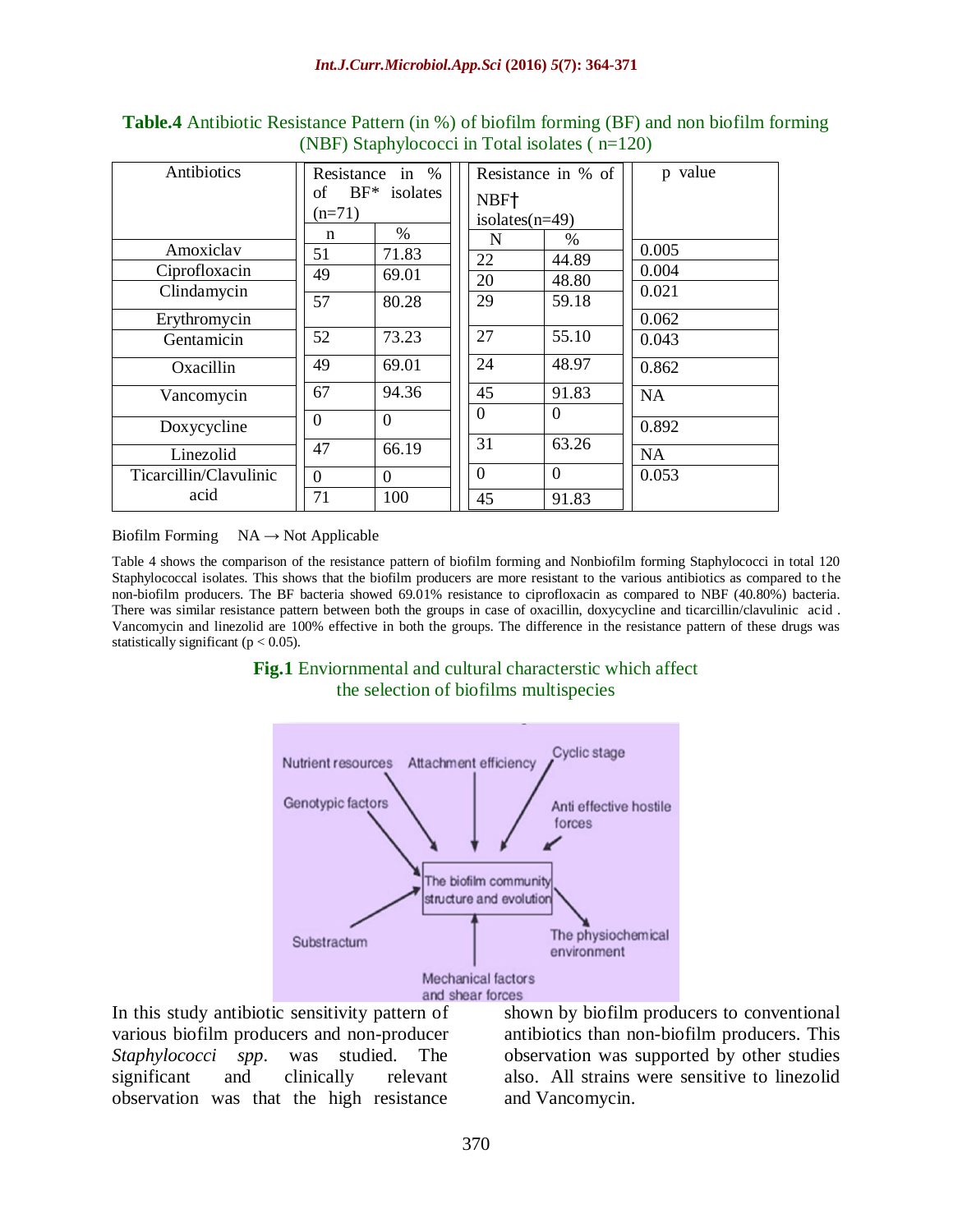**Table.4** Antibiotic Resistance Pattern (in %) of biofilm forming (BF) and non biofilm forming (NBF) Staphylococci in Total isolates ( n=120)

| Antibiotics | Resistance in % of BF* isolates (n=71) | | Resistance in % of NBF† isolates(n=49) | | p value |
|---|---|---|---|---|---|
| | n | % | N | % | |
| Amoxiclav | 51 | 71.83 | 22 | 44.89 | 0.005 |
| Ciprofloxacin | 49 | 69.01 | 20 | 48.80 | 0.004 |
| Clindamycin | 57 | 80.28 | 29 | 59.18 | 0.021 |
| Erythromycin | | | | | 0.062 |
| Gentamicin | 52 | 73.23 | 27 | 55.10 | 0.043 |
| Oxacillin | 49 | 69.01 | 24 | 48.97 | 0.862 |
| Vancomycin | 67 | 94.36 | 45 | 91.83 | NA |
| Doxycycline | 0 | 0 | 0 | 0 | 0.892 |
| Linezolid | 47 | 66.19 | 31 | 63.26 | NA |
| Ticarcillin/Clavulinic acid | 0 | 0 | 0 | 0 | 0.053 |
| | 71 | 100 | 45 | 91.83 | |

Biofilm Forming NA → Not Applicable

Table 4 shows the comparison of the resistance pattern of biofilm forming and Nonbiofilm forming Staphylococci in total 120 Staphylococcal isolates. This shows that the biofilm producers are more resistant to the various antibiotics as compared to the non-biofilm producers. The BF bacteria showed 69.01% resistance to ciprofloxacin as compared to NBF (40.80%) bacteria. There was similar resistance pattern between both the groups in case of oxacillin, doxycycline and ticarcillin/clavulinic acid . Vancomycin and linezolid are 100% effective in both the groups. The difference in the resistance pattern of these drugs was statistically significant ($p < 0.05$).

**Fig.1** Enviornmental and cultural characterstic which affect the selection of biofilms multispecies

In this study antibiotic sensitivity pattern of various biofilm producers and non-producer *Staphylococci spp*. was studied. The significant and clinically relevant observation was that the high resistance shown by biofilm producers to conventional antibiotics than non-biofilm producers. This observation was supported by other studies also. All strains were sensitive to linezolid and Vancomycin.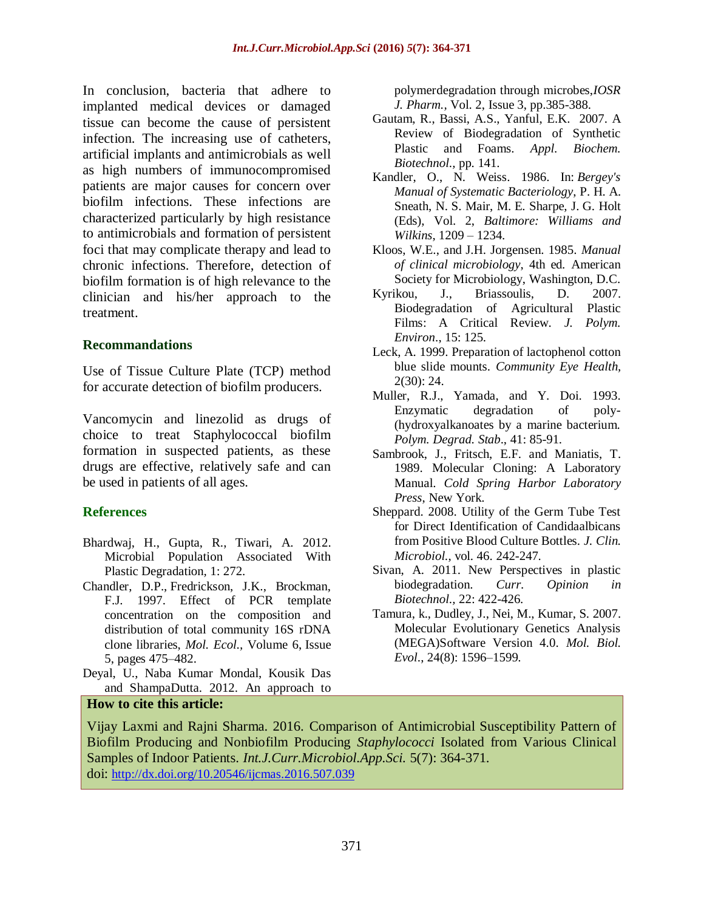In conclusion, bacteria that adhere to implanted medical devices or damaged tissue can become the cause of persistent infection. The increasing use of catheters, artificial implants and antimicrobials as well as high numbers of immunocompromised patients are major causes for concern over biofilm infections. These infections are characterized particularly by high resistance to antimicrobials and formation of persistent foci that may complicate therapy and lead to chronic infections. Therefore, detection of biofilm formation is of high relevance to the clinician and his/her approach to the treatment.

## Recommandations

Use of Tissue Culture Plate (TCP) method for accurate detection of biofilm producers.

Vancomycin and linezolid as drugs of choice to treat Staphylococcal biofilm formation in suspected patients, as these drugs are effective, relatively safe and can be used in patients of all ages.

## References

Bhardwaj, H., Gupta, R., Tiwari, A. 2012. Microbial Population Associated With Plastic Degradation, 1: 272.

Chandler, D.P., Fredrickson, J.K., Brockman, F.J. 1997. Effect of PCR template concentration on the composition and distribution of total community 16S rDNA clone libraries, *Mol. Ecol.*, Volume 6, Issue 5, pages 475–482.

Deyal, U., Naba Kumar Mondal, Kousik Das and ShampaDutta. 2012. An approach to polymerdegradation through microbes,*IOSR J. Pharm.*, Vol. 2, Issue 3, pp.385-388.

Gautam, R., Bassi, A.S., Yanful, E.K. 2007. A Review of Biodegradation of Synthetic Plastic and Foams. *Appl. Biochem. Biotechnol.*, pp. 141.

Kandler, O., N. Weiss. 1986. In: *Bergey's Manual of Systematic Bacteriology*, P. H. A. Sneath, N. S. Mair, M. E. Sharpe, J. G. Holt (Eds), Vol. 2, *Baltimore: Williams and Wilkins*, 1209 – 1234.

Kloos, W.E., and J.H. Jorgensen. 1985. *Manual of clinical microbiology*, 4th ed. American Society for Microbiology, Washington, D.C.

Kyrikou, J., Briassoulis, D. 2007. Biodegradation of Agricultural Plastic Films: A Critical Review. *J. Polym. Environ*., 15: 125.

Leck, A. 1999. Preparation of lactophenol cotton blue slide mounts. *Community Eye Health*, 2(30): 24.

Muller, R.J., Yamada, and Y. Doi. 1993. Enzymatic degradation of poly-(hydroxyalkanoates by a marine bacterium. *Polym. Degrad. Stab*., 41: 85-91.

Sambrook, J., Fritsch, E.F. and Maniatis, T. 1989. Molecular Cloning: A Laboratory Manual. *Cold Spring Harbor Laboratory Press*, New York.

Sheppard. 2008. Utility of the Germ Tube Test for Direct Identification of Candidaalbicans from Positive Blood Culture Bottles. *J. Clin. Microbiol.*, vol. 46. 242-247.

Sivan, A. 2011. New Perspectives in plastic biodegradation. *Curr. Opinion in Biotechnol.*, 22: 422-426.

Tamura, k., Dudley, J., Nei, M., Kumar, S. 2007. Molecular Evolutionary Genetics Analysis (MEGA)Software Version 4.0. *Mol. Biol. Evol.*, 24(8): 1596–1599.

**How to cite this article:**

Vijay Laxmi and Rajni Sharma. 2016. Comparison of Antimicrobial Susceptibility Pattern of Biofilm Producing and Nonbiofilm Producing *Staphylococci* Isolated from Various Clinical Samples of Indoor Patients. *Int.J.Curr.Microbiol.App.Sci.* 5(7): 364-371.
doi: http://dx.doi.org/10.20546/ijcmas.2016.507.039